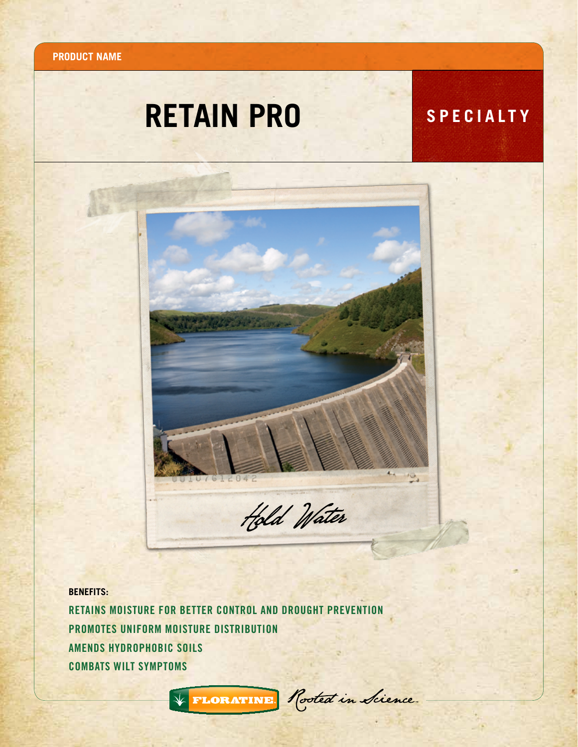**PRODUCT NAME**

# RETAIN PRO

**SPECIALTY**

*Hold Water*

**BENEFITS:**

- RETAINS MOISTURE FOR BETTER CONTROL AND DROUGHT PREVENTION
- PROMOTES UNIFORM MOISTURE DISTRIBUTION
- AMENDS HYDROPHOBIC SOILS
- COMBATS WILT SYMPTOMS

FLORATINE. *Rooted in Science.*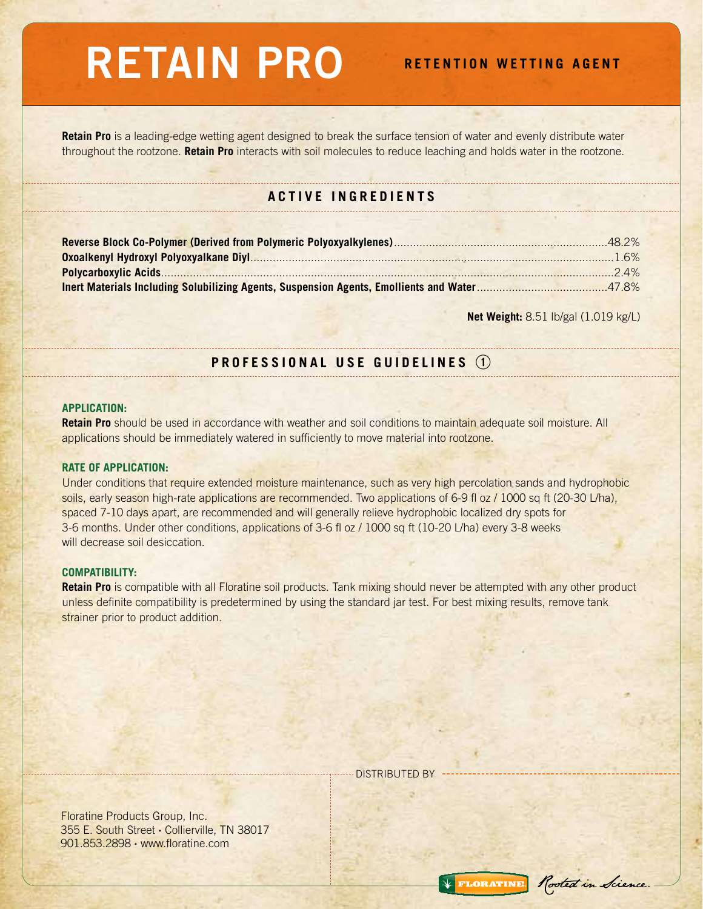# RETAIN PRO

**RETENTION WETTING AGENT**

**Retain Pro** is a leading-edge wetting agent designed to break the surface tension of water and evenly distribute water throughout the rootzone. **Retain Pro** interacts with soil molecules to reduce leaching and holds water in the rootzone.

## ACTIVE INGREDIENTS

| | |
|---|---|
| **Reverse Block Co-Polymer (Derived from Polymeric Polyoxyalkylenes)** | 48.2% |
| **Oxoalkenyl Hydroxyl Polyoxyalkane Diyl** | 1.6% |
| **Polycarboxylic Acids** | 2.4% |
| **Inert Materials Including Solubilizing Agents, Suspension Agents, Emollients and Water** | 47.8% |

**Net Weight:** 8.51 lb/gal (1.019 kg/L)

## PROFESSIONAL USE GUIDELINES ①

### APPLICATION:

**Retain Pro** should be used in accordance with weather and soil conditions to maintain adequate soil moisture. All applications should be immediately watered in sufficiently to move material into rootzone.

### RATE OF APPLICATION:

Under conditions that require extended moisture maintenance, such as very high percolation sands and hydrophobic soils, early season high-rate applications are recommended. Two applications of 6-9 fl oz / 1000 sq ft (20-30 L/ha), spaced 7-10 days apart, are recommended and will generally relieve hydrophobic localized dry spots for 3-6 months. Under other conditions, applications of 3-6 fl oz / 1000 sq ft (10-20 L/ha) every 3-8 weeks will decrease soil desiccation.

### COMPATIBILITY:

**Retain Pro** is compatible with all Floratine soil products. Tank mixing should never be attempted with any other product unless definite compatibility is predetermined by using the standard jar test. For best mixing results, remove tank strainer prior to product addition.

DISTRIBUTED BY

Floratine Products Group, Inc.
355 E. South Street • Collierville, TN 38017
901.853.2898 • www.floratine.com

FLORATINE Rooted in Science.